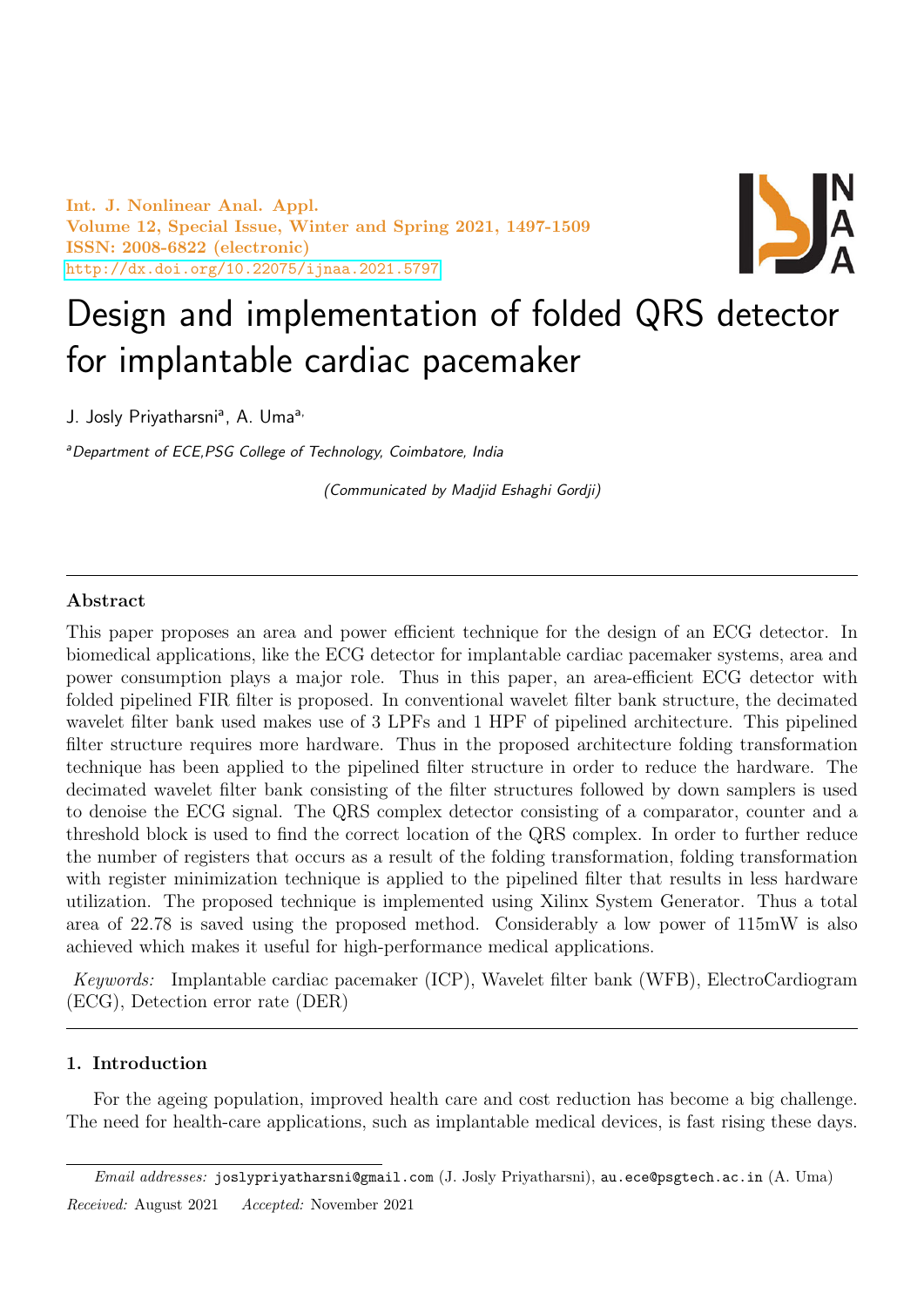Int. J. Nonlinear Anal. Appl.
Volume 12, Special Issue, Winter and Spring 2021, 1497-1509
ISSN: 2008-6822 (electronic)
http://dx.doi.org/10.22075/ijnaa.2021.5797

# Design and implementation of folded QRS detector for implantable cardiac pacemaker

J. Josly Priyatharsni[a], A. Uma[a,]

[a]Department of ECE,PSG College of Technology, Coimbatore, India

(Communicated by Madjid Eshaghi Gordji)

## Abstract

This paper proposes an area and power efficient technique for the design of an ECG detector. In biomedical applications, like the ECG detector for implantable cardiac pacemaker systems, area and power consumption plays a major role. Thus in this paper, an area-efficient ECG detector with folded pipelined FIR filter is proposed. In conventional wavelet filter bank structure, the decimated wavelet filter bank used makes use of 3 LPFs and 1 HPF of pipelined architecture. This pipelined filter structure requires more hardware. Thus in the proposed architecture folding transformation technique has been applied to the pipelined filter structure in order to reduce the hardware. The decimated wavelet filter bank consisting of the filter structures followed by down samplers is used to denoise the ECG signal. The QRS complex detector consisting of a comparator, counter and a threshold block is used to find the correct location of the QRS complex. In order to further reduce the number of registers that occurs as a result of the folding transformation, folding transformation with register minimization technique is applied to the pipelined filter that results in less hardware utilization. The proposed technique is implemented using Xilinx System Generator. Thus a total area of 22.78 is saved using the proposed method. Considerably a low power of 115mW is also achieved which makes it useful for high-performance medical applications.

*Keywords:* Implantable cardiac pacemaker (ICP), Wavelet filter bank (WFB), ElectroCardiogram (ECG), Detection error rate (DER)

## 1. Introduction

For the ageing population, improved health care and cost reduction has become a big challenge. The need for health-care applications, such as implantable medical devices, is fast rising these days.

*Email addresses:* joslypriyatharsni@gmail.com (J. Josly Priyatharsni), au.ece@psgtech.ac.in (A. Uma)

*Received:* August 2021 *Accepted:* November 2021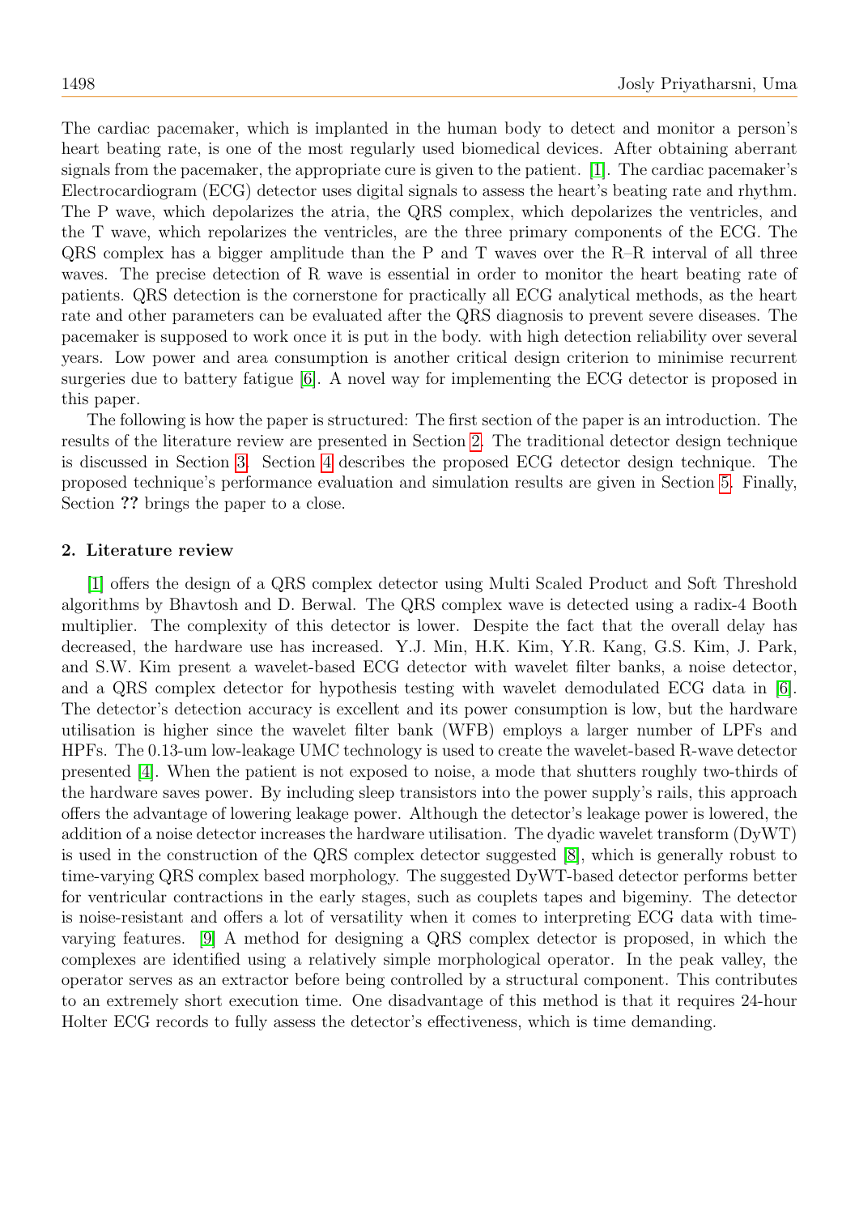The cardiac pacemaker, which is implanted in the human body to detect and monitor a person's heart beating rate, is one of the most regularly used biomedical devices. After obtaining aberrant signals from the pacemaker, the appropriate cure is given to the patient. [1]. The cardiac pacemaker's Electrocardiogram (ECG) detector uses digital signals to assess the heart's beating rate and rhythm. The P wave, which depolarizes the atria, the QRS complex, which depolarizes the ventricles, and the T wave, which repolarizes the ventricles, are the three primary components of the ECG. The QRS complex has a bigger amplitude than the P and T waves over the R–R interval of all three waves. The precise detection of R wave is essential in order to monitor the heart beating rate of patients. QRS detection is the cornerstone for practically all ECG analytical methods, as the heart rate and other parameters can be evaluated after the QRS diagnosis to prevent severe diseases. The pacemaker is supposed to work once it is put in the body. with high detection reliability over several years. Low power and area consumption is another critical design criterion to minimise recurrent surgeries due to battery fatigue [6]. A novel way for implementing the ECG detector is proposed in this paper.

The following is how the paper is structured: The first section of the paper is an introduction. The results of the literature review are presented in Section 2. The traditional detector design technique is discussed in Section 3. Section 4 describes the proposed ECG detector design technique. The proposed technique's performance evaluation and simulation results are given in Section 5. Finally, Section **??** brings the paper to a close.

## 2. Literature review

[1] offers the design of a QRS complex detector using Multi Scaled Product and Soft Threshold algorithms by Bhavtosh and D. Berwal. The QRS complex wave is detected using a radix-4 Booth multiplier. The complexity of this detector is lower. Despite the fact that the overall delay has decreased, the hardware use has increased. Y.J. Min, H.K. Kim, Y.R. Kang, G.S. Kim, J. Park, and S.W. Kim present a wavelet-based ECG detector with wavelet filter banks, a noise detector, and a QRS complex detector for hypothesis testing with wavelet demodulated ECG data in [6]. The detector's detection accuracy is excellent and its power consumption is low, but the hardware utilisation is higher since the wavelet filter bank (WFB) employs a larger number of LPFs and HPFs. The 0.13-um low-leakage UMC technology is used to create the wavelet-based R-wave detector presented [4]. When the patient is not exposed to noise, a mode that shutters roughly two-thirds of the hardware saves power. By including sleep transistors into the power supply's rails, this approach offers the advantage of lowering leakage power. Although the detector's leakage power is lowered, the addition of a noise detector increases the hardware utilisation. The dyadic wavelet transform (DyWT) is used in the construction of the QRS complex detector suggested [8], which is generally robust to time-varying QRS complex based morphology. The suggested DyWT-based detector performs better for ventricular contractions in the early stages, such as couplets tapes and bigeminy. The detector is noise-resistant and offers a lot of versatility when it comes to interpreting ECG data with time-varying features. [9] A method for designing a QRS complex detector is proposed, in which the complexes are identified using a relatively simple morphological operator. In the peak valley, the operator serves as an extractor before being controlled by a structural component. This contributes to an extremely short execution time. One disadvantage of this method is that it requires 24-hour Holter ECG records to fully assess the detector's effectiveness, which is time demanding.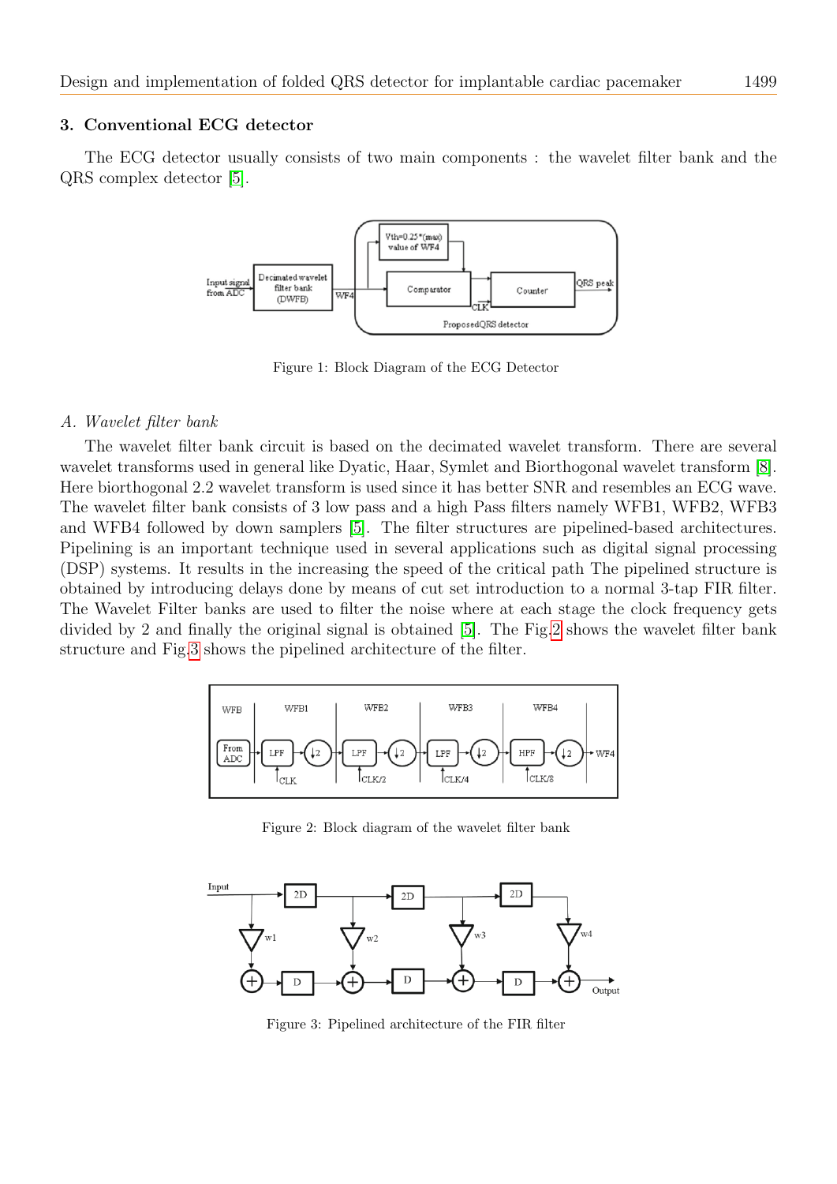## 3. Conventional ECG detector

The ECG detector usually consists of two main components : the wavelet filter bank and the QRS complex detector [5].

Input signal from ADC

Decimated wavelet filter bank (DWFB)

WF4

Vth=0.25*(max) value of WF4

Comparator

CLK

Counter

QRS peak

ProposedQRS detector

Figure 1: Block Diagram of the ECG Detector

*A. Wavelet filter bank*

The wavelet filter bank circuit is based on the decimated wavelet transform. There are several wavelet transforms used in general like Dyatic, Haar, Symlet and Biorthogonal wavelet transform [8]. Here biorthogonal 2.2 wavelet transform is used since it has better SNR and resembles an ECG wave. The wavelet filter bank consists of 3 low pass and a high Pass filters namely WFB1, WFB2, WFB3 and WFB4 followed by down samplers [5]. The filter structures are pipelined-based architectures. Pipelining is an important technique used in several applications such as digital signal processing (DSP) systems. It results in the increasing the speed of the critical path The pipelined structure is obtained by introducing delays done by means of cut set introduction to a normal 3-tap FIR filter. The Wavelet Filter banks are used to filter the noise where at each stage the clock frequency gets divided by 2 and finally the original signal is obtained [5]. The Fig.2 shows the wavelet filter bank structure and Fig.3 shows the pipelined architecture of the filter.

WFB

WFB1

WFB2

WFB3

WFB4

From ADC

LPF

↓2

LPF

↓2

LPF

↓2

HPF

↓2

WF4

CLK

CLK/2

CLK/4

CLK/8

Figure 2: Block diagram of the wavelet filter bank

Input

2D

2D

2D

w1

w2

w3

w4

D

D

D

Output

Figure 3: Pipelined architecture of the FIR filter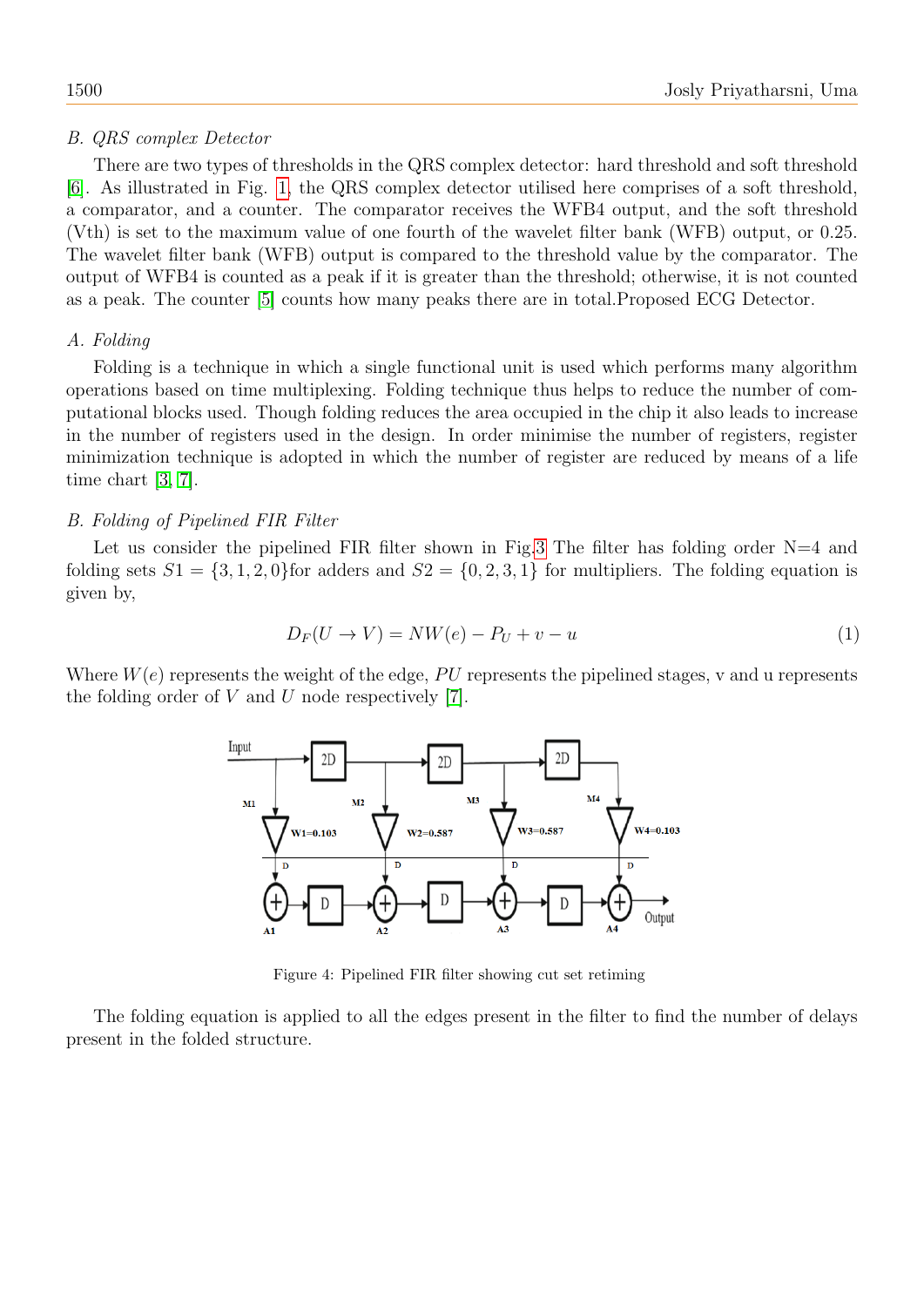### B. QRS complex Detector

There are two types of thresholds in the QRS complex detector: hard threshold and soft threshold [6]. As illustrated in Fig. 1, the QRS complex detector utilised here comprises of a soft threshold, a comparator, and a counter. The comparator receives the WFB4 output, and the soft threshold (Vth) is set to the maximum value of one fourth of the wavelet filter bank (WFB) output, or 0.25. The wavelet filter bank (WFB) output is compared to the threshold value by the comparator. The output of WFB4 is counted as a peak if it is greater than the threshold; otherwise, it is not counted as a peak. The counter [5] counts how many peaks there are in total.Proposed ECG Detector.

### A. Folding

Folding is a technique in which a single functional unit is used which performs many algorithm operations based on time multiplexing. Folding technique thus helps to reduce the number of computational blocks used. Though folding reduces the area occupied in the chip it also leads to increase in the number of registers used in the design. In order minimise the number of registers, register minimization technique is adopted in which the number of register are reduced by means of a life time chart [3, 7].

### B. Folding of Pipelined FIR Filter

Let us consider the pipelined FIR filter shown in Fig.3 The filter has folding order N=4 and folding sets $S1 = \{3, 1, 2, 0\}$for adders and $S2 = \{0, 2, 3, 1\}$ for multipliers. The folding equation is given by,

$$D_F(U \to V) = NW(e) - P_U + v - u \tag{1}$$

Where $W(e)$ represents the weight of the edge, $PU$ represents the pipelined stages, v and u represents the folding order of $V$ and $U$ node respectively [7].

Input
2D
2D
2D
M1
M2
M3
M4
W1=0.103
W2=0.587
W3=0.587
W4=0.103
D
D
D
D
D
D
D
A1
A2
A3
A4
Output

Figure 4: Pipelined FIR filter showing cut set retiming

The folding equation is applied to all the edges present in the filter to find the number of delays present in the folded structure.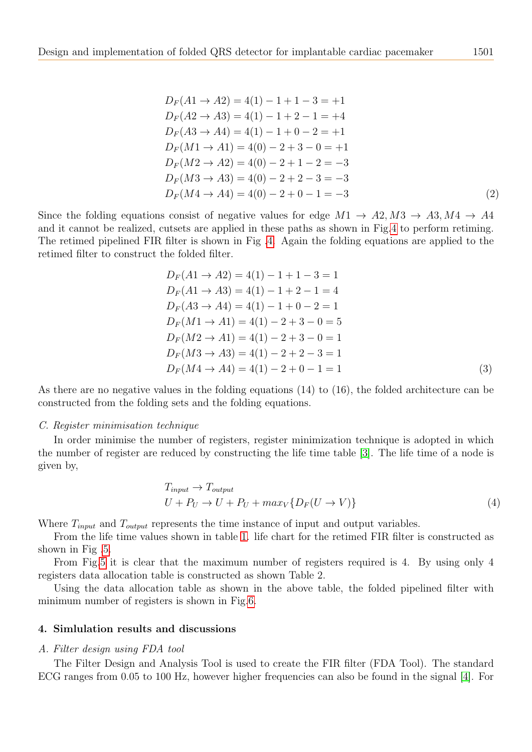$$
\begin{aligned}
D_F(A1 \rightarrow A2) &= 4(1) - 1 + 1 - 3 = +1 \\
D_F(A2 \rightarrow A3) &= 4(1) - 1 + 2 - 1 = +4 \\
D_F(A3 \rightarrow A4) &= 4(1) - 1 + 0 - 2 = +1 \\
D_F(M1 \rightarrow A1) &= 4(0) - 2 + 3 - 0 = +1 \\
D_F(M2 \rightarrow A2) &= 4(0) - 2 + 1 - 2 = -3 \\
D_F(M3 \rightarrow A3) &= 4(0) - 2 + 2 - 3 = -3 \\
D_F(M4 \rightarrow A4) &= 4(0) - 2 + 0 - 1 = -3
\end{aligned} \tag{2}
$$

Since the folding equations consist of negative values for edge $M1 \rightarrow A2, M3 \rightarrow A3, M4 \rightarrow A4$ and it cannot be realized, cutsets are applied in these paths as shown in Fig.4 to perform retiming. The retimed pipelined FIR filter is shown in Fig .4. Again the folding equations are applied to the retimed filter to construct the folded filter.

$$
\begin{aligned}
D_F(A1 \rightarrow A2) &= 4(1) - 1 + 1 - 3 = 1 \\
D_F(A1 \rightarrow A3) &= 4(1) - 1 + 2 - 1 = 4 \\
D_F(A3 \rightarrow A4) &= 4(1) - 1 + 0 - 2 = 1 \\
D_F(M1 \rightarrow A1) &= 4(1) - 2 + 3 - 0 = 5 \\
D_F(M2 \rightarrow A1) &= 4(1) - 2 + 3 - 0 = 1 \\
D_F(M3 \rightarrow A3) &= 4(1) - 2 + 2 - 3 = 1 \\
D_F(M4 \rightarrow A4) &= 4(1) - 2 + 0 - 1 = 1
\end{aligned} \tag{3}
$$

As there are no negative values in the folding equations (14) to (16), the folded architecture can be constructed from the folding sets and the folding equations.

*C. Register minimisation technique*

In order minimise the number of registers, register minimization technique is adopted in which the number of register are reduced by constructing the life time table [3]. The life time of a node is given by,

$$
\begin{aligned}
&T_{input} \rightarrow T_{output} \\
&U + P_U \rightarrow U + P_U + max_V\{D_F(U \rightarrow V)\}
\end{aligned} \tag{4}
$$

Where $T_{input}$ and $T_{output}$ represents the time instance of input and output variables.

From the life time values shown in table 1. life chart for the retimed FIR filter is constructed as shown in Fig .5.

From Fig.5 it is clear that the maximum number of registers required is 4. By using only 4 registers data allocation table is constructed as shown Table 2.

Using the data allocation table as shown in the above table, the folded pipelined filter with minimum number of registers is shown in Fig.6.

## 4. Simlulation results and discussions

*A. Filter design using FDA tool*

The Filter Design and Analysis Tool is used to create the FIR filter (FDA Tool). The standard ECG ranges from 0.05 to 100 Hz, however higher frequencies can also be found in the signal [4]. For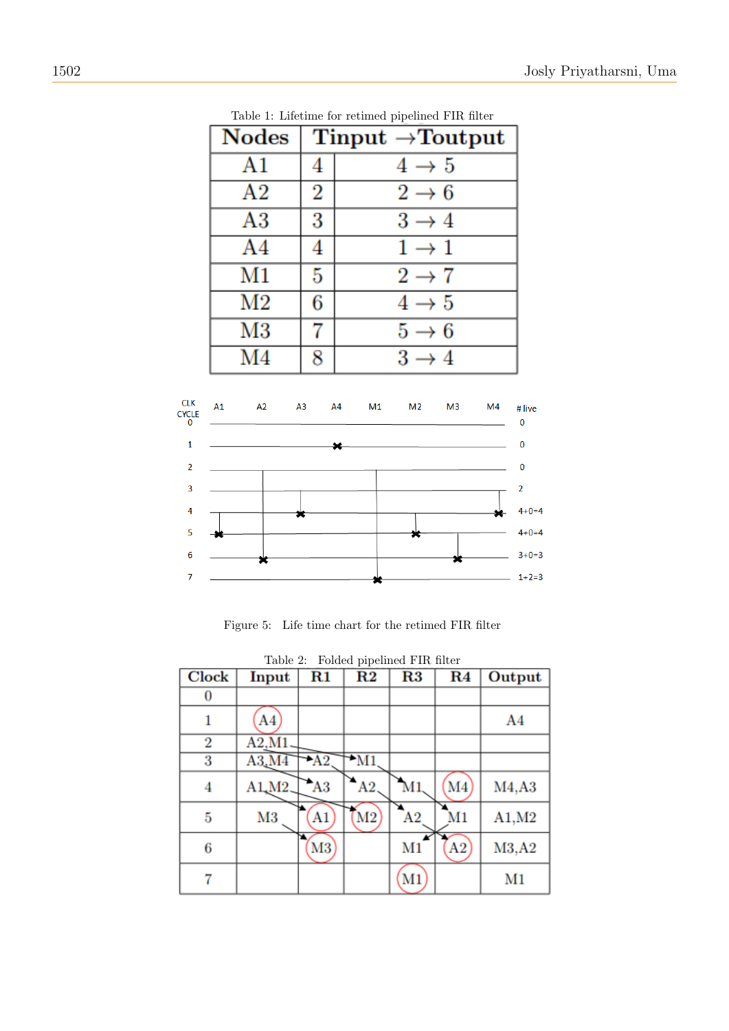Table 1: Lifetime for retimed pipelined FIR filter

| Nodes | Tinput | →Toutput |
|---|---|---|
| A1 | 4 | 4 → 5 |
| A2 | 2 | 2 → 6 |
| A3 | 3 | 3 → 4 |
| A4 | 4 | 1 → 1 |
| M1 | 5 | 2 → 7 |
| M2 | 6 | 4 → 5 |
| M3 | 7 | 5 → 6 |
| M4 | 8 | 3 → 4 |

CLK CYCLE A1 A2 A3 A4 M1 M2 M3 M4 # live

0 0

1 0

2 0

3 2

4 4+0=4

5 4+0=4

6 3+0=3

7 1+2=3

Figure 5: Life time chart for the retimed FIR filter

Table 2: Folded pipelined FIR filter

| Clock | Input | R1 | R2 | R3 | R4 | Output |
|---|---|---|---|---|---|---|
| 0 | | | | | | |
| 1 | A4 | | | | | A4 |
| 2 | A2,M1 | | | | | |
| 3 | A3,M4 | A2 | M1 | | | |
| 4 | A1,M2 | A3 | A2 | M1 | M4 | M4,A3 |
| 5 | M3 | A1 | M2 | A2 | M1 | A1,M2 |
| 6 | | M3 | | M1 | A2 | M3,A2 |
| 7 | | | | M1 | | M1 |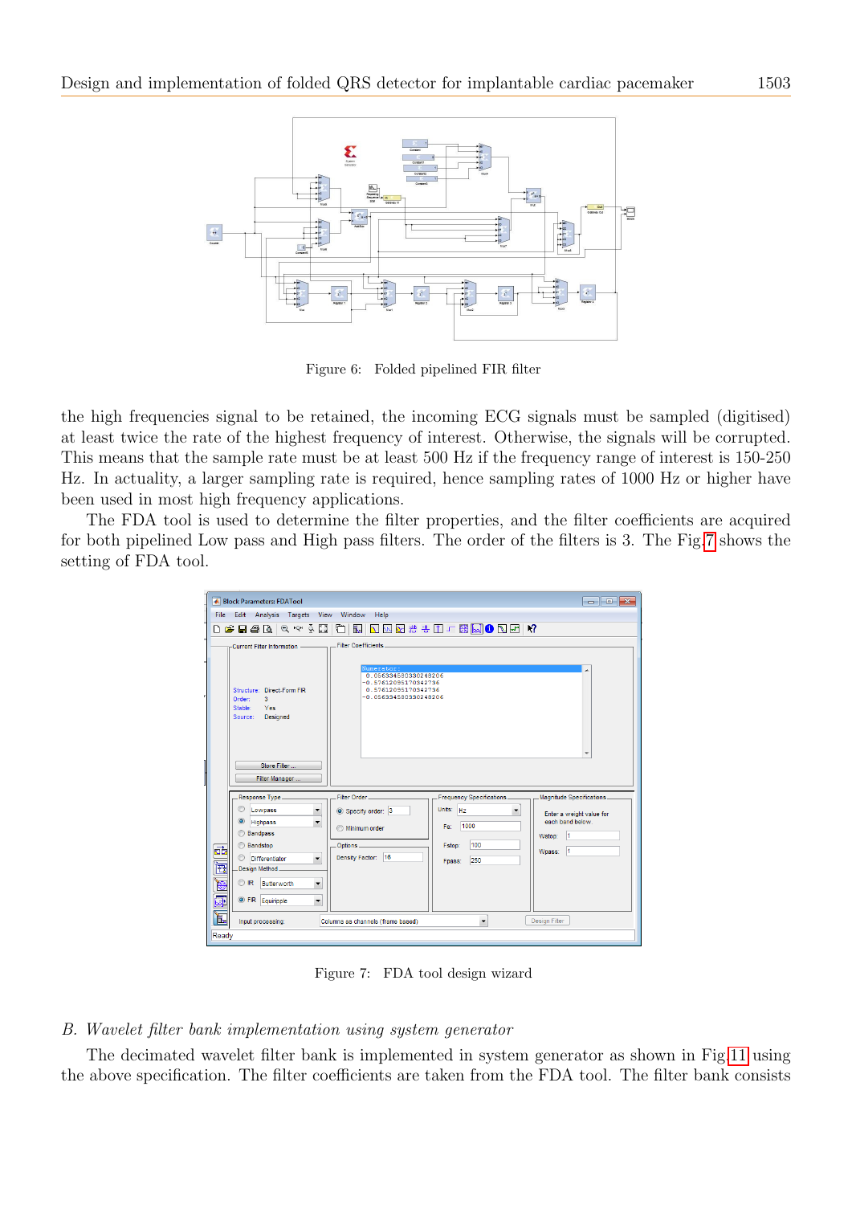Figure 6: Folded pipelined FIR filter

the high frequencies signal to be retained, the incoming ECG signals must be sampled (digitised) at least twice the rate of the highest frequency of interest. Otherwise, the signals will be corrupted. This means that the sample rate must be at least 500 Hz if the frequency range of interest is 150-250 Hz. In actuality, a larger sampling rate is required, hence sampling rates of 1000 Hz or higher have been used in most high frequency applications.

The FDA tool is used to determine the filter properties, and the filter coefficients are acquired for both pipelined Low pass and High pass filters. The order of the filters is 3. The Fig.7 shows the setting of FDA tool.

Figure 7: FDA tool design wizard

## B. *Wavelet filter bank implementation using system generator*

The decimated wavelet filter bank is implemented in system generator as shown in Fig.11 using the above specification. The filter coefficients are taken from the FDA tool. The filter bank consists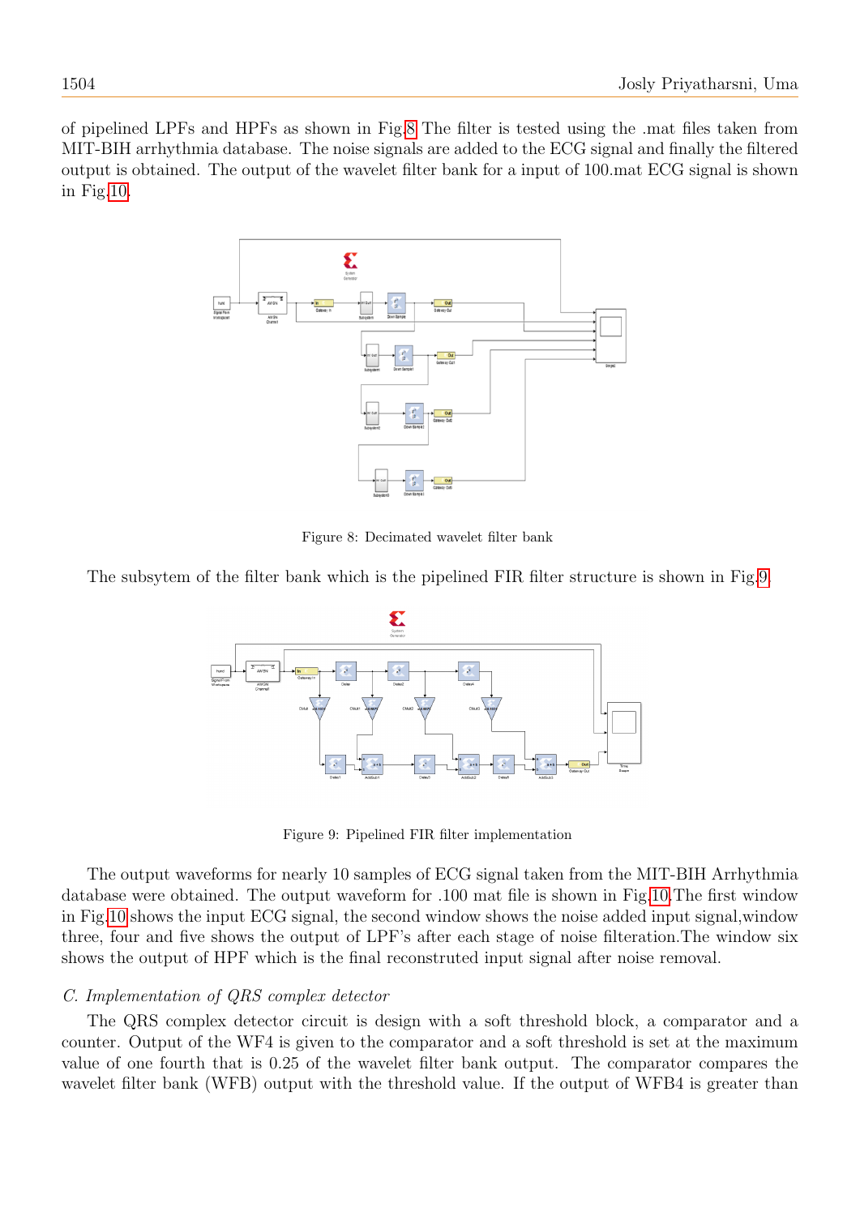of pipelined LPFs and HPFs as shown in Fig.8 The filter is tested using the .mat files taken from MIT-BIH arrhythmia database. The noise signals are added to the ECG signal and finally the filtered output is obtained. The output of the wavelet filter bank for a input of 100.mat ECG signal is shown in Fig.10.

Figure 8: Decimated wavelet filter bank

The subsytem of the filter bank which is the pipelined FIR filter structure is shown in Fig.9.

Figure 9: Pipelined FIR filter implementation

The output waveforms for nearly 10 samples of ECG signal taken from the MIT-BIH Arrhythmia database were obtained. The output waveform for .100 mat file is shown in Fig.10.The first window in Fig.10 shows the input ECG signal, the second window shows the noise added input signal,window three, four and five shows the output of LPF's after each stage of noise filteration.The window six shows the output of HPF which is the final reconstruted input signal after noise removal.

*C. Implementation of QRS complex detector*

The QRS complex detector circuit is design with a soft threshold block, a comparator and a counter. Output of the WF4 is given to the comparator and a soft threshold is set at the maximum value of one fourth that is 0.25 of the wavelet filter bank output. The comparator compares the wavelet filter bank (WFB) output with the threshold value. If the output of WFB4 is greater than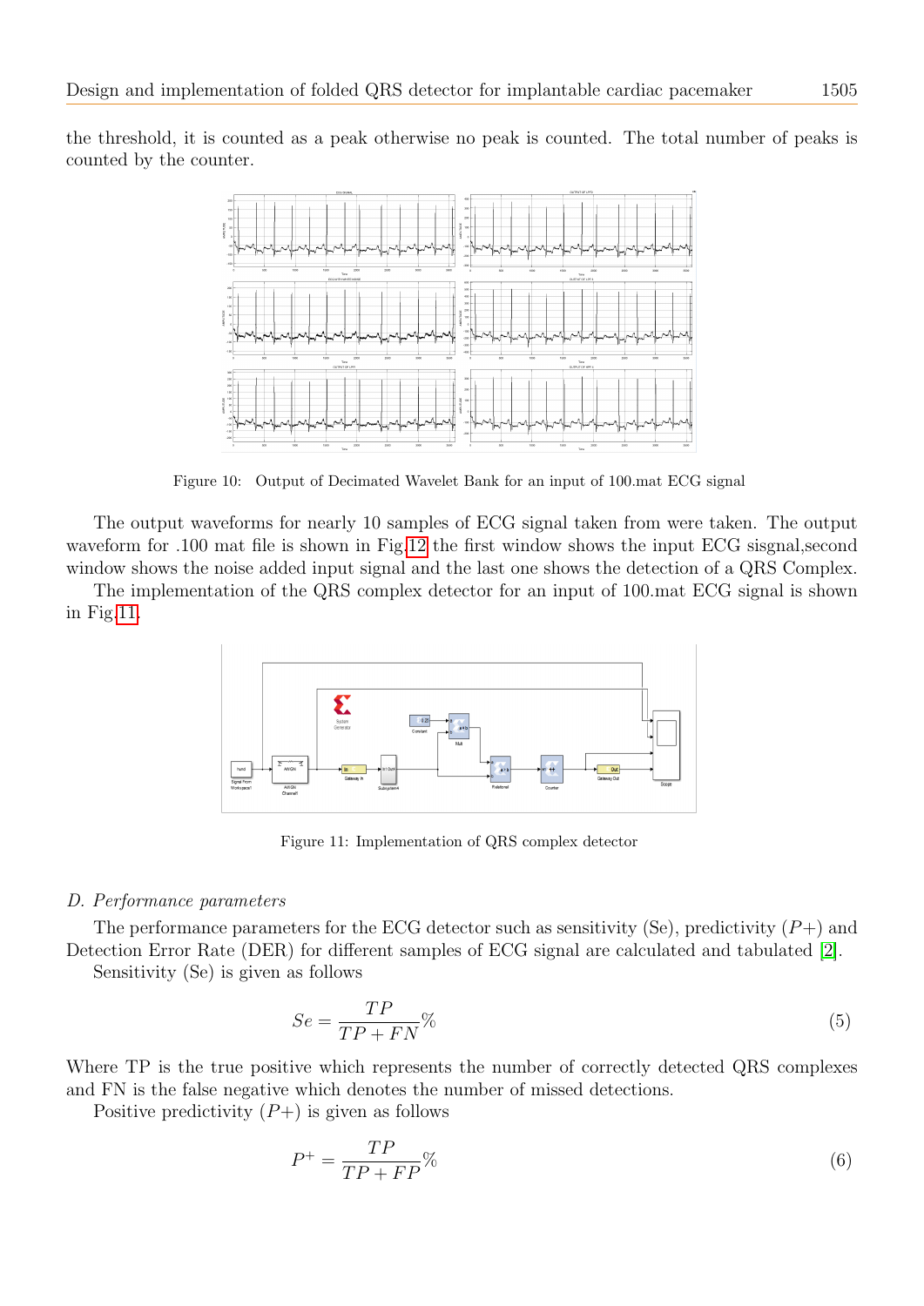the threshold, it is counted as a peak otherwise no peak is counted. The total number of peaks is counted by the counter.

Figure 10: Output of Decimated Wavelet Bank for an input of 100.mat ECG signal

The output waveforms for nearly 10 samples of ECG signal taken from were taken. The output waveform for .100 mat file is shown in Fig.12 the first window shows the input ECG sisgnal,second window shows the noise added input signal and the last one shows the detection of a QRS Complex.

The implementation of the QRS complex detector for an input of 100.mat ECG signal is shown in Fig.11.

Figure 11: Implementation of QRS complex detector

*D. Performance parameters*

The performance parameters for the ECG detector such as sensitivity (Se), predictivity ($P+$) and Detection Error Rate (DER) for different samples of ECG signal are calculated and tabulated [2].

Sensitivity (Se) is given as follows

$$Se = \frac{TP}{TP + FN}\% \tag{5}$$

Where TP is the true positive which represents the number of correctly detected QRS complexes and FN is the false negative which denotes the number of missed detections.

Positive predictivity ($P+$) is given as follows

$$P^{+} = \frac{TP}{TP + FP}\% \tag{6}$$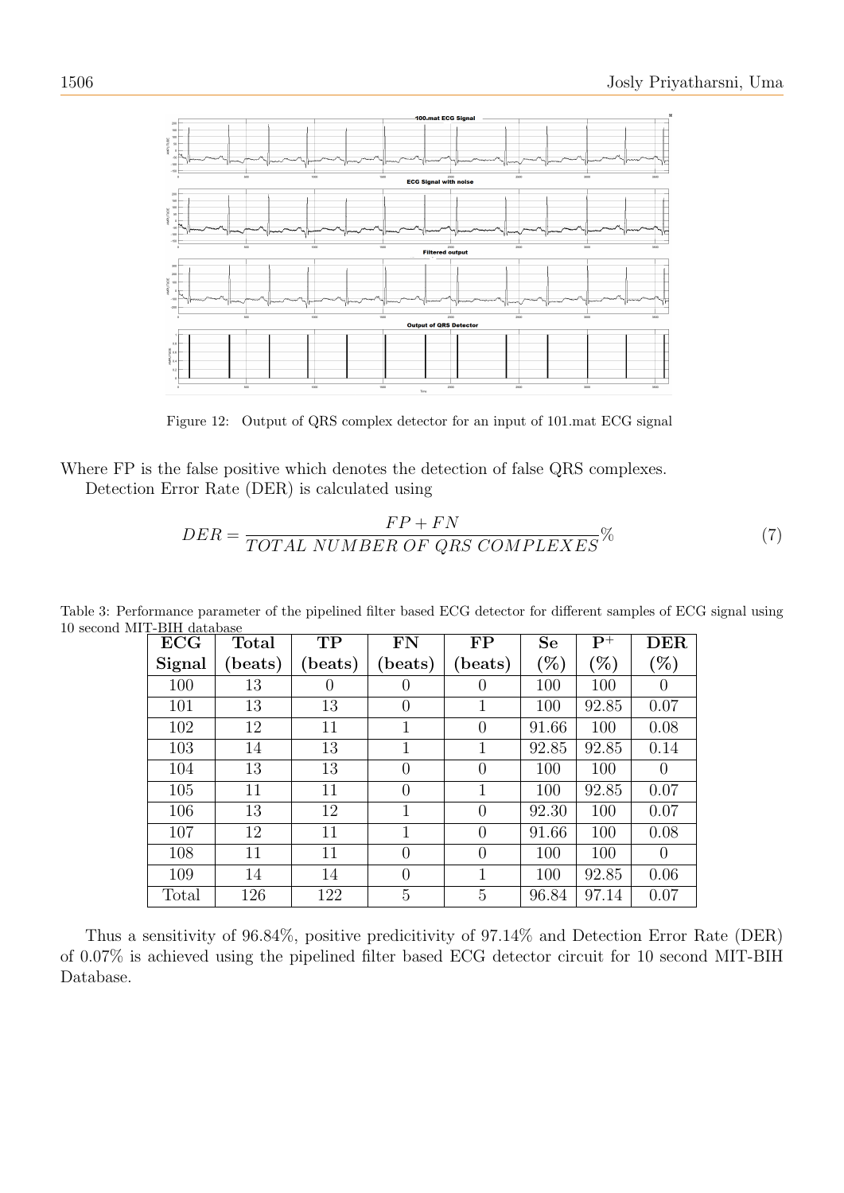100.mat ECG Signal

ECG Signal with noise

Filtered output

Output of QRS Detector

Figure 12: Output of QRS complex detector for an input of 101.mat ECG signal

Where FP is the false positive which denotes the detection of false QRS complexes.

Detection Error Rate (DER) is calculated using

$$DER = \frac{FP + FN}{TOTAL\ NUMBER\ OF\ QRS\ COMPLEXES}\% \tag{7}$$

Table 3: Performance parameter of the pipelined filter based ECG detector for different samples of ECG signal using 10 second MIT-BIH database

| ECG Signal | Total (beats) | TP (beats) | FN (beats) | FP (beats) | Se (%) | $P^{+}$ (%) | DER (%) |
|---|---|---|---|---|---|---|---|
| 100 | 13 | 0 | 0 | 0 | 100 | 100 | 0 |
| 101 | 13 | 13 | 0 | 1 | 100 | 92.85 | 0.07 |
| 102 | 12 | 11 | 1 | 0 | 91.66 | 100 | 0.08 |
| 103 | 14 | 13 | 1 | 1 | 92.85 | 92.85 | 0.14 |
| 104 | 13 | 13 | 0 | 0 | 100 | 100 | 0 |
| 105 | 11 | 11 | 0 | 1 | 100 | 92.85 | 0.07 |
| 106 | 13 | 12 | 1 | 0 | 92.30 | 100 | 0.07 |
| 107 | 12 | 11 | 1 | 0 | 91.66 | 100 | 0.08 |
| 108 | 11 | 11 | 0 | 0 | 100 | 100 | 0 |
| 109 | 14 | 14 | 0 | 1 | 100 | 92.85 | 0.06 |
| Total | 126 | 122 | 5 | 5 | 96.84 | 97.14 | 0.07 |

Thus a sensitivity of 96.84%, positive predicitivity of 97.14% and Detection Error Rate (DER) of 0.07% is achieved using the pipelined filter based ECG detector circuit for 10 second MIT-BIH Database.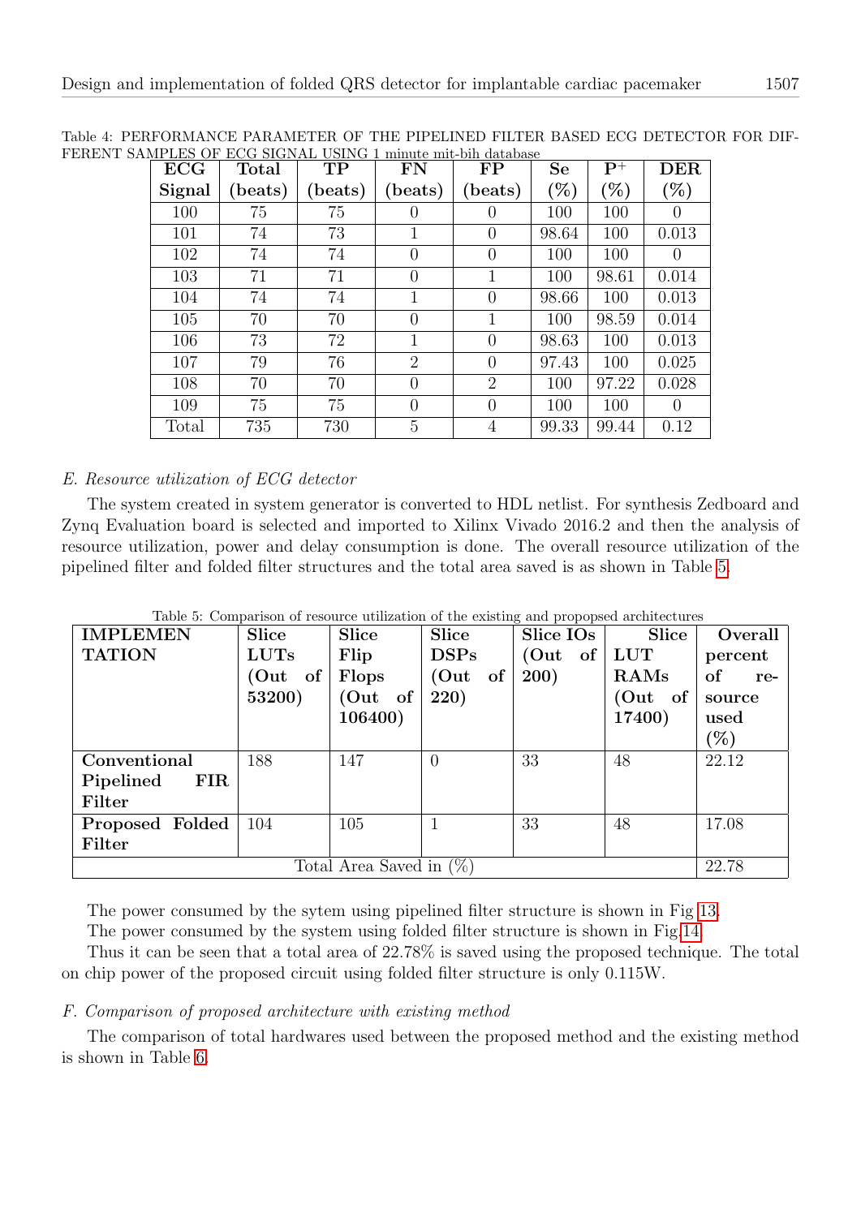Table 4: PERFORMANCE PARAMETER OF THE PIPELINED FILTER BASED ECG DETECTOR FOR DIFFERENT SAMPLES OF ECG SIGNAL USING 1 minute mit-bih database

| ECG Signal | Total (beats) | TP (beats) | FN (beats) | FP (beats) | Se (%) | $P^+$ (%) | DER (%) |
|---|---|---|---|---|---|---|---|
| 100 | 75 | 75 | 0 | 0 | 100 | 100 | 0 |
| 101 | 74 | 73 | 1 | 0 | 98.64 | 100 | 0.013 |
| 102 | 74 | 74 | 0 | 0 | 100 | 100 | 0 |
| 103 | 71 | 71 | 0 | 1 | 100 | 98.61 | 0.014 |
| 104 | 74 | 74 | 1 | 0 | 98.66 | 100 | 0.013 |
| 105 | 70 | 70 | 0 | 1 | 100 | 98.59 | 0.014 |
| 106 | 73 | 72 | 1 | 0 | 98.63 | 100 | 0.013 |
| 107 | 79 | 76 | 2 | 0 | 97.43 | 100 | 0.025 |
| 108 | 70 | 70 | 0 | 2 | 100 | 97.22 | 0.028 |
| 109 | 75 | 75 | 0 | 0 | 100 | 100 | 0 |
| Total | 735 | 730 | 5 | 4 | 99.33 | 99.44 | 0.12 |

### *E. Resource utilization of ECG detector*

The system created in system generator is converted to HDL netlist. For synthesis Zedboard and Zynq Evaluation board is selected and imported to Xilinx Vivado 2016.2 and then the analysis of resource utilization, power and delay consumption is done. The overall resource utilization of the pipelined filter and folded filter structures and the total area saved is as shown in Table 5.

Table 5: Comparison of resource utilization of the existing and propopsed architectures

| IMPLEMENTATION | Slice LUTs (Out of 53200) | Slice Flip Flops (Out of 106400) | Slice DSPs (Out of 220) | Slice IOs (Out of 200) | Slice LUT RAMs (Out of 17400) | Overall percent of resource used (%) |
|---|---|---|---|---|---|---|
| **Conventional Pipelined FIR Filter** | 188 | 147 | 0 | 33 | 48 | 22.12 |
| **Proposed Folded Filter** | 104 | 105 | 1 | 33 | 48 | 17.08 |
| Total Area Saved in (%) | | | | | | 22.78 |

The power consumed by the sytem using pipelined filter structure is shown in Fig 13.

The power consumed by the system using folded filter structure is shown in Fig 14.

Thus it can be seen that a total area of 22.78% is saved using the proposed technique. The total on chip power of the proposed circuit using folded filter structure is only 0.115W.

### *F. Comparison of proposed architecture with existing method*

The comparison of total hardwares used between the proposed method and the existing method is shown in Table 6.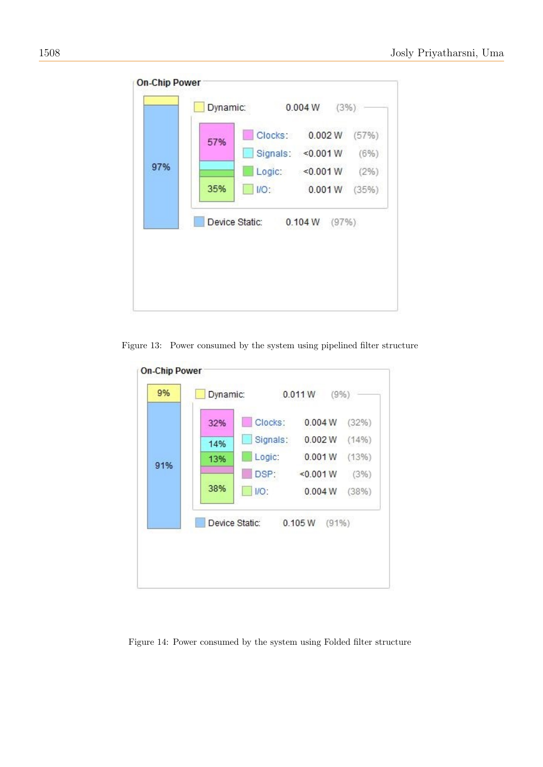On-Chip Power

97%

Dynamic: 0.004 W (3%)

57%

35%

Clocks: 0.002 W (57%)

Signals: <0.001 W (6%)

Logic: <0.001 W (2%)

I/O: 0.001 W (35%)

Device Static: 0.104 W (97%)

Figure 13: Power consumed by the system using pipelined filter structure

On-Chip Power

9%

91%

Dynamic: 0.011 W (9%)

32%

14%

13%

38%

Clocks: 0.004 W (32%)

Signals: 0.002 W (14%)

Logic: 0.001 W (13%)

DSP: <0.001 W (3%)

I/O: 0.004 W (38%)

Device Static: 0.105 W (91%)

Figure 14: Power consumed by the system using Folded filter structure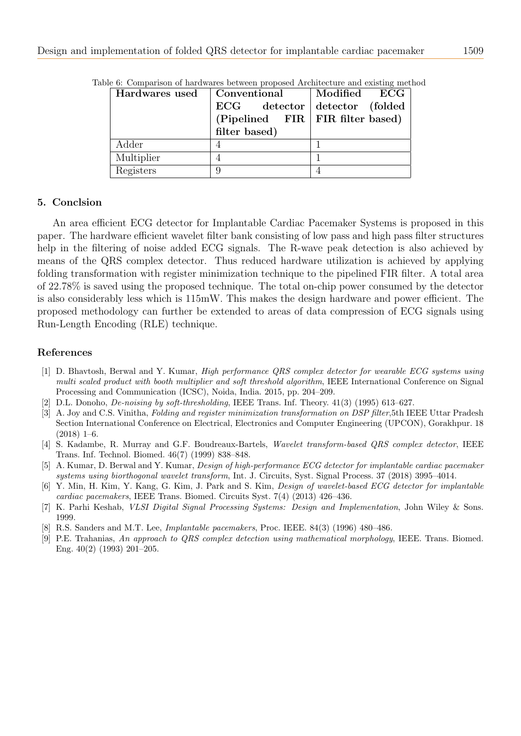Table 6: Comparison of hardwares between proposed Architecture and existing method

| Hardwares used | Conventional ECG detector (Pipelined FIR filter based) | Modified ECG detector (folded FIR filter based) |
| --- | --- | --- |
| Adder | 4 | 1 |
| Multiplier | 4 | 1 |
| Registers | 9 | 4 |

## 5. Conclsion

An area efficient ECG detector for Implantable Cardiac Pacemaker Systems is proposed in this paper. The hardware efficient wavelet filter bank consisting of low pass and high pass filter structures help in the filtering of noise added ECG signals. The R-wave peak detection is also achieved by means of the QRS complex detector. Thus reduced hardware utilization is achieved by applying folding transformation with register minimization technique to the pipelined FIR filter. A total area of 22.78% is saved using the proposed technique. The total on-chip power consumed by the detector is also considerably less which is 115mW. This makes the design hardware and power efficient. The proposed methodology can further be extended to areas of data compression of ECG signals using Run-Length Encoding (RLE) technique.

## References

[1] D. Bhavtosh, Berwal and Y. Kumar, *High performance QRS complex detector for wearable ECG systems using multi scaled product with booth multiplier and soft threshold algorithm*, IEEE International Conference on Signal Processing and Communication (ICSC), Noida, India. 2015, pp. 204–209.

[2] D.L. Donoho, *De-noising by soft-thresholding*, IEEE Trans. Inf. Theory. 41(3) (1995) 613–627.

[3] A. Joy and C.S. Vinitha, *Folding and register minimization transformation on DSP filter*,5th IEEE Uttar Pradesh Section International Conference on Electrical, Electronics and Computer Engineering (UPCON), Gorakhpur. 18 (2018) 1–6.

[4] S. Kadambe, R. Murray and G.F. Boudreaux-Bartels, *Wavelet transform-based QRS complex detector*, IEEE Trans. Inf. Technol. Biomed. 46(7) (1999) 838–848.

[5] A. Kumar, D. Berwal and Y. Kumar, *Design of high-performance ECG detector for implantable cardiac pacemaker systems using biorthogonal wavelet transform*, Int. J. Circuits, Syst. Signal Process. 37 (2018) 3995–4014.

[6] Y. Min, H. Kim, Y. Kang, G. Kim, J. Park and S. Kim, *Design of wavelet-based ECG detector for implantable cardiac pacemakers*, IEEE Trans. Biomed. Circuits Syst. 7(4) (2013) 426–436.

[7] K. Parhi Keshab, *VLSI Digital Signal Processing Systems: Design and Implementation*, John Wiley & Sons. 1999.

[8] R.S. Sanders and M.T. Lee, *Implantable pacemakers*, Proc. IEEE. 84(3) (1996) 480–486.

[9] P.E. Trahanias, *An approach to QRS complex detection using mathematical morphology*, IEEE. Trans. Biomed. Eng. 40(2) (1993) 201–205.